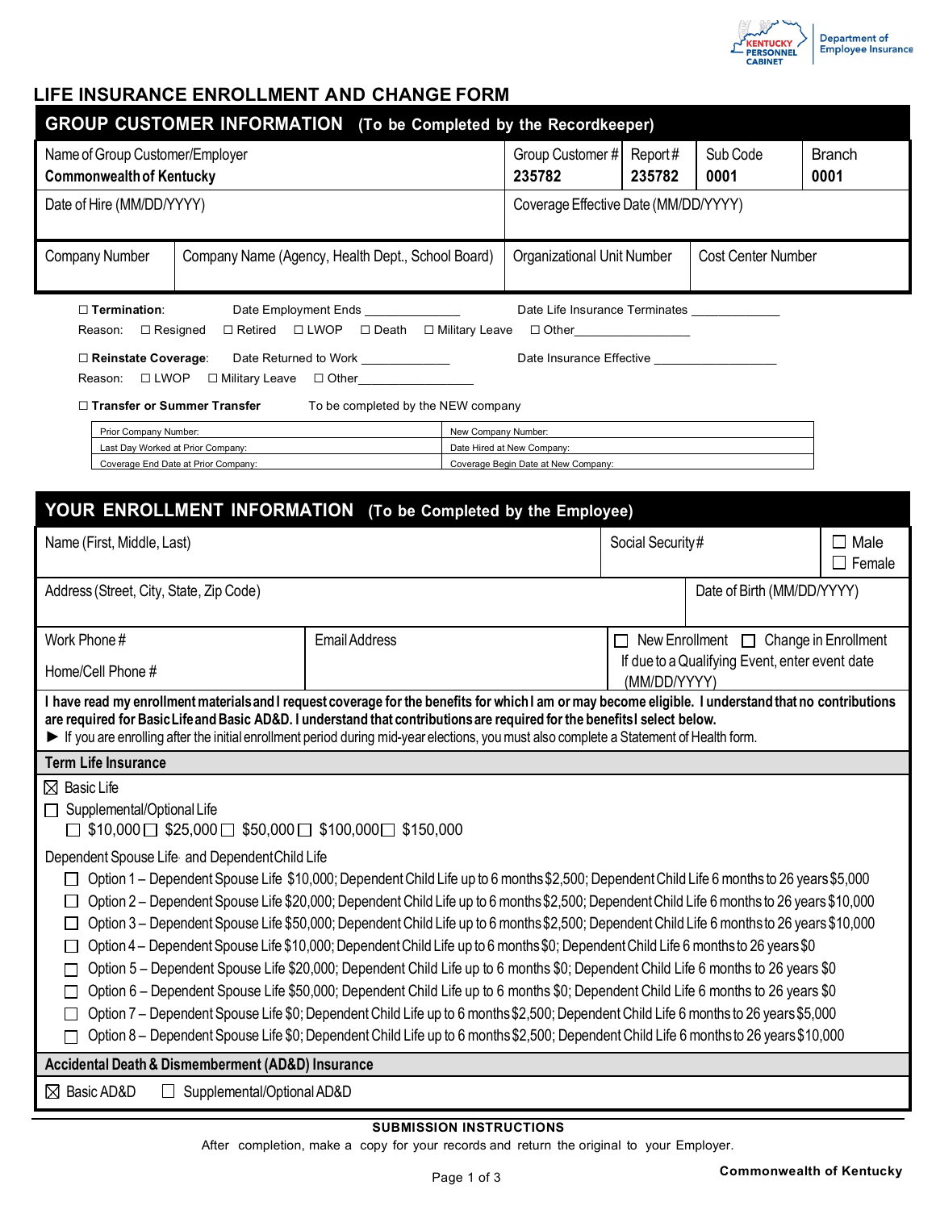Kentucky Personnel Cabinet | Department of Employee Insurance

# LIFE INSURANCE ENROLLMENT AND CHANGE FORM

## GROUP CUSTOMER INFORMATION (To be Completed by the Recordkeeper)

| Name of Group Customer/Employer | Group Customer # | Report # | Sub Code | Branch |
|---|---|---|---|---|
| **Commonwealth of Kentucky** | **235782** | **235782** | **0001** | **0001** |

| Date of Hire (MM/DD/YYYY) | Coverage Effective Date (MM/DD/YYYY) |
|---|---|
| | |

| Company Number | Company Name (Agency, Health Dept., School Board) | Organizational Unit Number | Cost Center Number |
|---|---|---|---|
| | | | |

☐ **Termination**: Date Employment Ends _____________ Date Life Insurance Terminates ____________

Reason: ☐ Resigned ☐ Retired ☐ LWOP ☐ Death ☐ Military Leave ☐ Other_________________

☐ **Reinstate Coverage**: Date Returned to Work ____________ Date Insurance Effective _________________

Reason: ☐ LWOP ☐ Military Leave ☐ Other________________

☐ **Transfer or Summer Transfer** To be completed by the NEW company

| | |
|---|---|
| Prior Company Number: | New Company Number: |
| Last Day Worked at Prior Company: | Date Hired at New Company: |
| Coverage End Date at Prior Company: | Coverage Begin Date at New Company: |

## YOUR ENROLLMENT INFORMATION (To be Completed by the Employee)

| Name (First, Middle, Last) | Social Security # | ☐ Male ☐ Female |
|---|---|---|
| | | |

| Address (Street, City, State, Zip Code) | Date of Birth (MM/DD/YYYY) |
|---|---|
| | |

| Work Phone # / Home/Cell Phone # | Email Address | ☐ New Enrollment ☐ Change in Enrollment If due to a Qualifying Event, enter event date (MM/DD/YYYY) |
|---|---|---|
| | | |

**I have read my enrollment materials and I request coverage for the benefits for which I am or may become eligible. I understand that no contributions are required for Basic Life and Basic AD&D. I understand that contributions are required for the benefits I select below.**

► If you are enrolling after the initial enrollment period during mid-year elections, you must also complete a Statement of Health form.

### Term Life Insurance

☒ Basic Life

☐ Supplemental/Optional Life

☐ $10,000 ☐ $25,000 ☐ $50,000 ☐ $100,000 ☐ $150,000

Dependent Spouse Life and Dependent Child Life

- ☐ Option 1 – Dependent Spouse Life $10,000; Dependent Child Life up to 6 months $2,500; Dependent Child Life 6 months to 26 years $5,000
- ☐ Option 2 – Dependent Spouse Life $20,000; Dependent Child Life up to 6 months $2,500; Dependent Child Life 6 months to 26 years $10,000
- ☐ Option 3 – Dependent Spouse Life $50,000; Dependent Child Life up to 6 months $2,500; Dependent Child Life 6 months to 26 years $10,000
- ☐ Option 4 – Dependent Spouse Life $10,000; Dependent Child Life up to 6 months $0; Dependent Child Life 6 months to 26 years $0
- ☐ Option 5 – Dependent Spouse Life $20,000; Dependent Child Life up to 6 months $0; Dependent Child Life 6 months to 26 years $0
- ☐ Option 6 – Dependent Spouse Life $50,000; Dependent Child Life up to 6 months $0; Dependent Child Life 6 months to 26 years $0
- ☐ Option 7 – Dependent Spouse Life $0; Dependent Child Life up to 6 months $2,500; Dependent Child Life 6 months to 26 years $5,000
- ☐ Option 8 – Dependent Spouse Life $0; Dependent Child Life up to 6 months $2,500; Dependent Child Life 6 months to 26 years $10,000

### Accidental Death & Dismemberment (AD&D) Insurance

☒ Basic AD&D ☐ Supplemental/Optional AD&D

**SUBMISSION INSTRUCTIONS**

After completion, make a copy for your records and return the original to your Employer.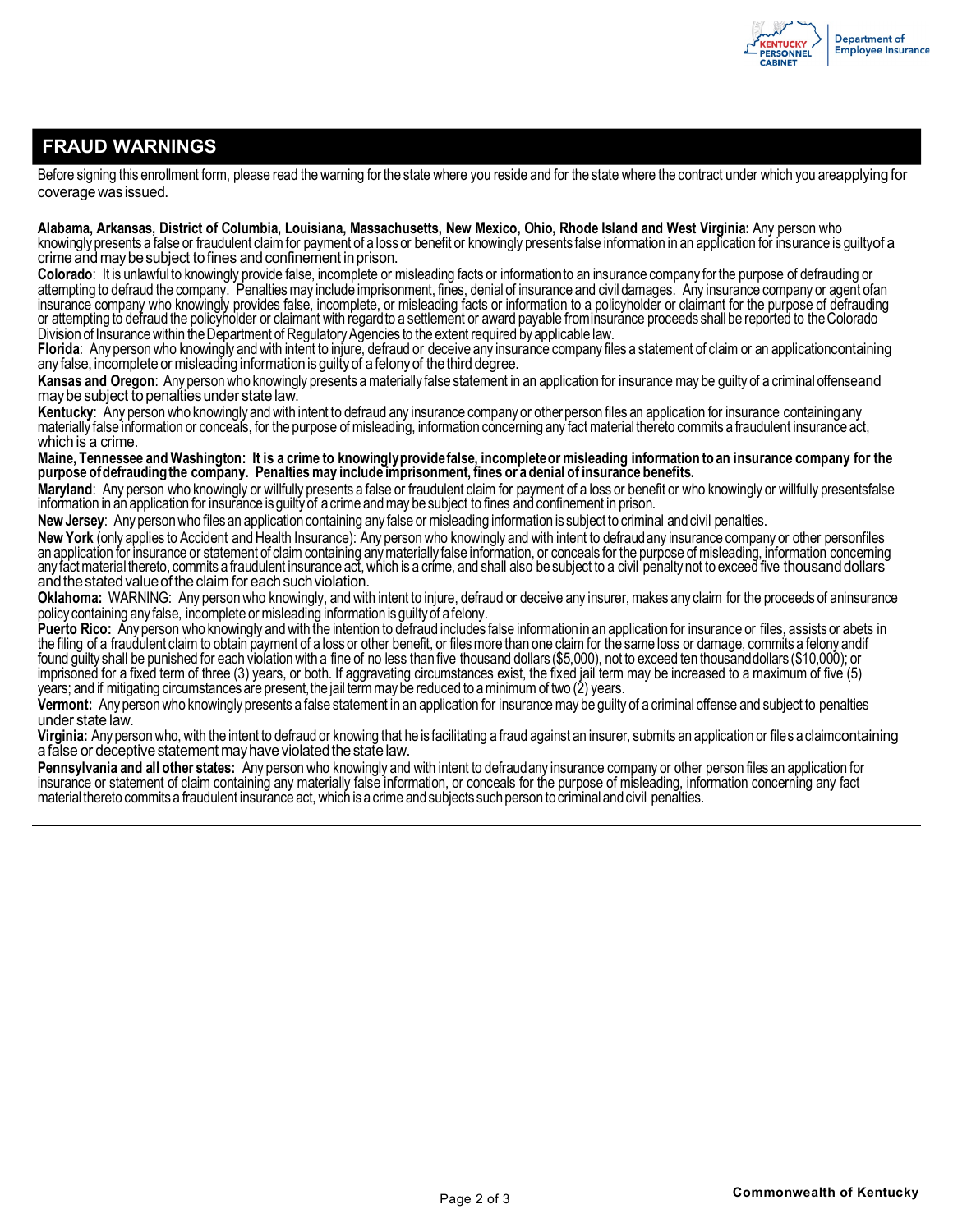## FRAUD WARNINGS

Before signing this enrollment form, please read the warning for the state where you reside and for the state where the contract under which you are applying for coverage was issued.

**Alabama, Arkansas, District of Columbia, Louisiana, Massachusetts, New Mexico, Ohio, Rhode Island and West Virginia:** Any person who knowingly presents a false or fraudulent claim for payment of a loss or benefit or knowingly presents false information in an application for insurance is guilty of a crime and may be subject to fines and confinement in prison.

**Colorado**: It is unlawful to knowingly provide false, incomplete or misleading facts or information to an insurance company for the purpose of defrauding or attempting to defraud the company. Penalties may include imprisonment, fines, denial of insurance and civil damages. Any insurance company or agent of an insurance company who knowingly provides false, incomplete, or misleading facts or information to a policyholder or claimant for the purpose of defrauding or attempting to defraud the policyholder or claimant with regard to a settlement or award payable from insurance proceeds shall be reported to the Colorado Division of Insurance within the Department of Regulatory Agencies to the extent required by applicable law.

**Florida**: Any person who knowingly and with intent to injure, defraud or deceive any insurance company files a statement of claim or an application containing any false, incomplete or misleading information is guilty of a felony of the third degree.

**Kansas and Oregon**: Any person who knowingly presents a materially false statement in an application for insurance may be guilty of a criminal offense and may be subject to penalties under state law.

**Kentucky**: Any person who knowingly and with intent to defraud any insurance company or other person files an application for insurance containing any materially false information or conceals, for the purpose of misleading, information concerning any fact material thereto commits a fraudulent insurance act, which is a crime.

**Maine, Tennessee and Washington: It is a crime to knowingly provide false, incomplete or misleading information to an insurance company for the purpose of defrauding the company. Penalties may include imprisonment, fines or a denial of insurance benefits.**

**Maryland**: Any person who knowingly or willfully presents a false or fraudulent claim for payment of a loss or benefit or who knowingly or willfully presents false information in an application for insurance is guilty of a crime and may be subject to fines and confinement in prison.

**New Jersey**: Any person who files an application containing any false or misleading information is subject to criminal and civil penalties.

**New York** (only applies to Accident and Health Insurance): Any person who knowingly and with intent to defraud any insurance company or other person files an application for insurance or statement of claim containing any materially false information, or conceals for the purpose of misleading, information concerning any fact material thereto, commits a fraudulent insurance act, which is a crime, and shall also be subject to a civil penalty not to exceed five thousand dollars and the stated value of the claim for each such violation.

**Oklahoma:** WARNING: Any person who knowingly, and with intent to injure, defraud or deceive any insurer, makes any claim for the proceeds of an insurance policy containing any false, incomplete or misleading information is guilty of a felony.

**Puerto Rico:** Any person who knowingly and with the intention to defraud includes false information in an application for insurance or files, assists or abets in the filing of a fraudulent claim to obtain payment of a loss or other benefit, or files more than one claim for the same loss or damage, commits a felony and if found guilty shall be punished for each violation with a fine of no less than five thousand dollars ($5,000), not to exceed ten thousand dollars ($10,000); or imprisoned for a fixed term of three (3) years, or both. If aggravating circumstances exist, the fixed jail term may be increased to a maximum of five (5) years; and if mitigating circumstances are present, the jail term may be reduced to a minimum of two (2) years.

**Vermont:** Any person who knowingly presents a false statement in an application for insurance may be guilty of a criminal offense and subject to penalties under state law.

**Virginia:** Any person who, with the intent to defraud or knowing that he is facilitating a fraud against an insurer, submits an application or files a claim containing a false or deceptive statement may have violated the state law.

**Pennsylvania and all other states:** Any person who knowingly and with intent to defraud any insurance company or other person files an application for insurance or statement of claim containing any materially false information, or conceals for the purpose of misleading, information concerning any fact material thereto commits a fraudulent insurance act, which is a crime and subjects such person to criminal and civil penalties.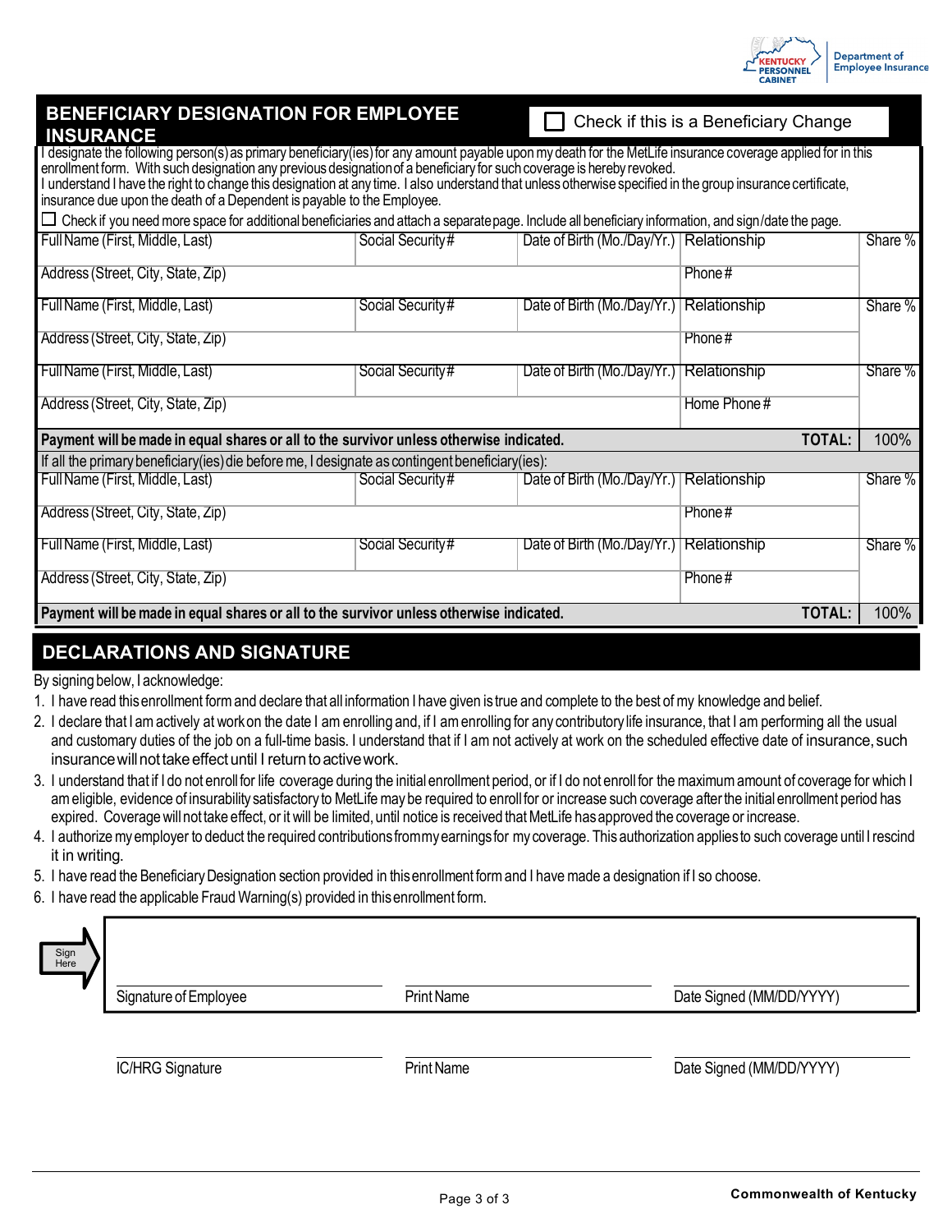Kentucky Personnel Cabinet | Department of Employee Insurance

## BENEFICIARY DESIGNATION FOR EMPLOYEE INSURANCE

☐ Check if this is a Beneficiary Change

I designate the following person(s) as primary beneficiary(ies) for any amount payable upon my death for the MetLife insurance coverage applied for in this enrollment form. With such designation any previous designation of a beneficiary for such coverage is hereby revoked.
I understand I have the right to change this designation at any time. I also understand that unless otherwise specified in the group insurance certificate, insurance due upon the death of a Dependent is payable to the Employee.

☐ Check if you need more space for additional beneficiaries and attach a separate page. Include all beneficiary information, and sign/date the page.

| Full Name (First, Middle, Last) | Social Security# | Date of Birth (Mo./Day/Yr.) | Relationship | Share % |
|---|---|---|---|---|
| Address (Street, City, State, Zip) | | | Phone# | |
| Full Name (First, Middle, Last) | Social Security# | Date of Birth (Mo./Day/Yr.) | Relationship | Share % |
| Address (Street, City, State, Zip) | | | Phone# | |
| Full Name (First, Middle, Last) | Social Security# | Date of Birth (Mo./Day/Yr.) | Relationship | Share % |
| Address (Street, City, State, Zip) | | | Home Phone# | |
| **Payment will be made in equal shares or all to the survivor unless otherwise indicated.** | | | **TOTAL:** | 100% |

If all the primary beneficiary(ies) die before me, I designate as contingent beneficiary(ies):

| Full Name (First, Middle, Last) | Social Security# | Date of Birth (Mo./Day/Yr.) | Relationship | Share % |
|---|---|---|---|---|
| Address (Street, City, State, Zip) | | | Phone# | |
| Full Name (First, Middle, Last) | Social Security# | Date of Birth (Mo./Day/Yr.) | Relationship | Share % |
| Address (Street, City, State, Zip) | | | Phone# | |
| **Payment will be made in equal shares or all to the survivor unless otherwise indicated.** | | | **TOTAL:** | 100% |

## DECLARATIONS AND SIGNATURE

By signing below, I acknowledge:

1. I have read this enrollment form and declare that all information I have given is true and complete to the best of my knowledge and belief.
2. I declare that I am actively at work on the date I am enrolling and, if I am enrolling for any contributory life insurance, that I am performing all the usual and customary duties of the job on a full-time basis. I understand that if I am not actively at work on the scheduled effective date of insurance, such insurance will not take effect until I return to active work.
3. I understand that if I do not enroll for life coverage during the initial enrollment period, or if I do not enroll for the maximum amount of coverage for which I am eligible, evidence of insurability satisfactory to MetLife may be required to enroll for or increase such coverage after the initial enrollment period has expired. Coverage will not take effect, or it will be limited, until notice is received that MetLife has approved the coverage or increase.
4. I authorize my employer to deduct the required contributions from my earnings for my coverage. This authorization applies to such coverage until I rescind it in writing.
5. I have read the Beneficiary Designation section provided in this enrollment form and I have made a designation if I so choose.
6. I have read the applicable Fraud Warning(s) provided in this enrollment form.

Sign Here

| | | |
|---|---|---|
| Signature of Employee | Print Name | Date Signed (MM/DD/YYYY) |
| IC/HRG Signature | Print Name | Date Signed (MM/DD/YYYY) |

Commonwealth of Kentucky